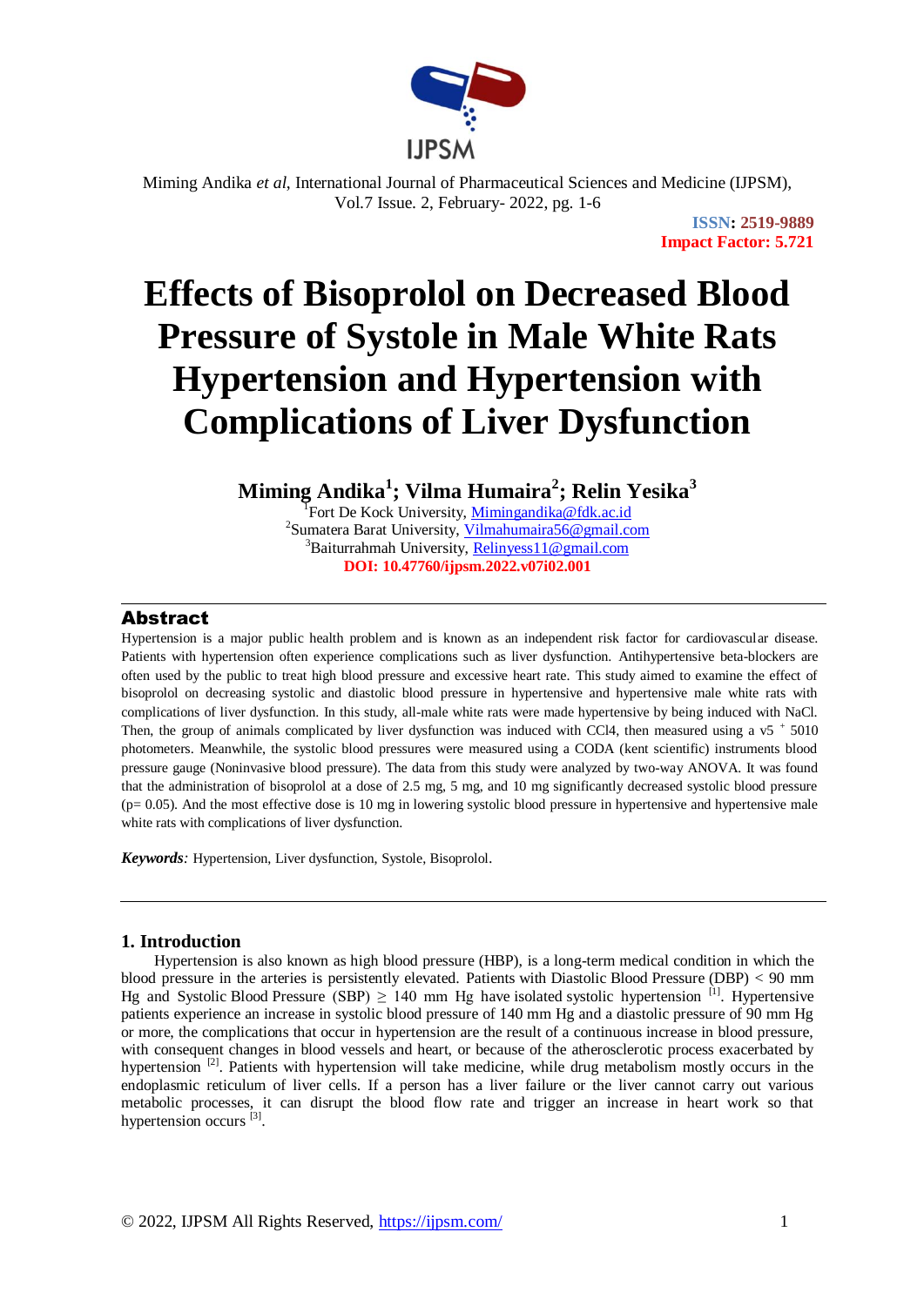**ISSN: 2519-9889**
**Impact Factor: 5.721**

# Effects of Bisoprolol on Decreased Blood Pressure of Systole in Male White Rats Hypertension and Hypertension with Complications of Liver Dysfunction

**Miming Andika[1]; Vilma Humaira[2]; Relin Yesika[3]**

[1]Fort De Kock University, Mimingandika@fdk.ac.id
[2]Sumatera Barat University, Vilmahumaira56@gmail.com
[3]Baiturrahmah University, Relinyess11@gmail.com

**DOI: 10.47760/ijpsm.2022.v07i02.001**

## Abstract

Hypertension is a major public health problem and is known as an independent risk factor for cardiovascular disease. Patients with hypertension often experience complications such as liver dysfunction. Antihypertensive beta-blockers are often used by the public to treat high blood pressure and excessive heart rate. This study aimed to examine the effect of bisoprolol on decreasing systolic and diastolic blood pressure in hypertensive and hypertensive male white rats with complications of liver dysfunction. In this study, all-male white rats were made hypertensive by being induced with NaCl. Then, the group of animals complicated by liver dysfunction was induced with $CCl_4$, then measured using a v5 + 5010 photometers. Meanwhile, the systolic blood pressures were measured using a CODA (kent scientific) instruments blood pressure gauge (Noninvasive blood pressure). The data from this study were analyzed by two-way ANOVA. It was found that the administration of bisoprolol at a dose of 2.5 mg, 5 mg, and 10 mg significantly decreased systolic blood pressure ($p = 0.05$). And the most effective dose is 10 mg in lowering systolic blood pressure in hypertensive and hypertensive male white rats with complications of liver dysfunction.

***Keywords**:* Hypertension, Liver dysfunction, Systole, Bisoprolol.

## 1. Introduction

Hypertension is also known as high blood pressure (HBP), is a long-term medical condition in which the blood pressure in the arteries is persistently elevated. Patients with Diastolic Blood Pressure (DBP) < 90 mm Hg and Systolic Blood Pressure (SBP) ≥ 140 mm Hg have isolated systolic hypertension [1]. Hypertensive patients experience an increase in systolic blood pressure of 140 mm Hg and a diastolic pressure of 90 mm Hg or more, the complications that occur in hypertension are the result of a continuous increase in blood pressure, with consequent changes in blood vessels and heart, or because of the atherosclerotic process exacerbated by hypertension [2]. Patients with hypertension will take medicine, while drug metabolism mostly occurs in the endoplasmic reticulum of liver cells. If a person has a liver failure or the liver cannot carry out various metabolic processes, it can disrupt the blood flow rate and trigger an increase in heart work so that hypertension occurs [3].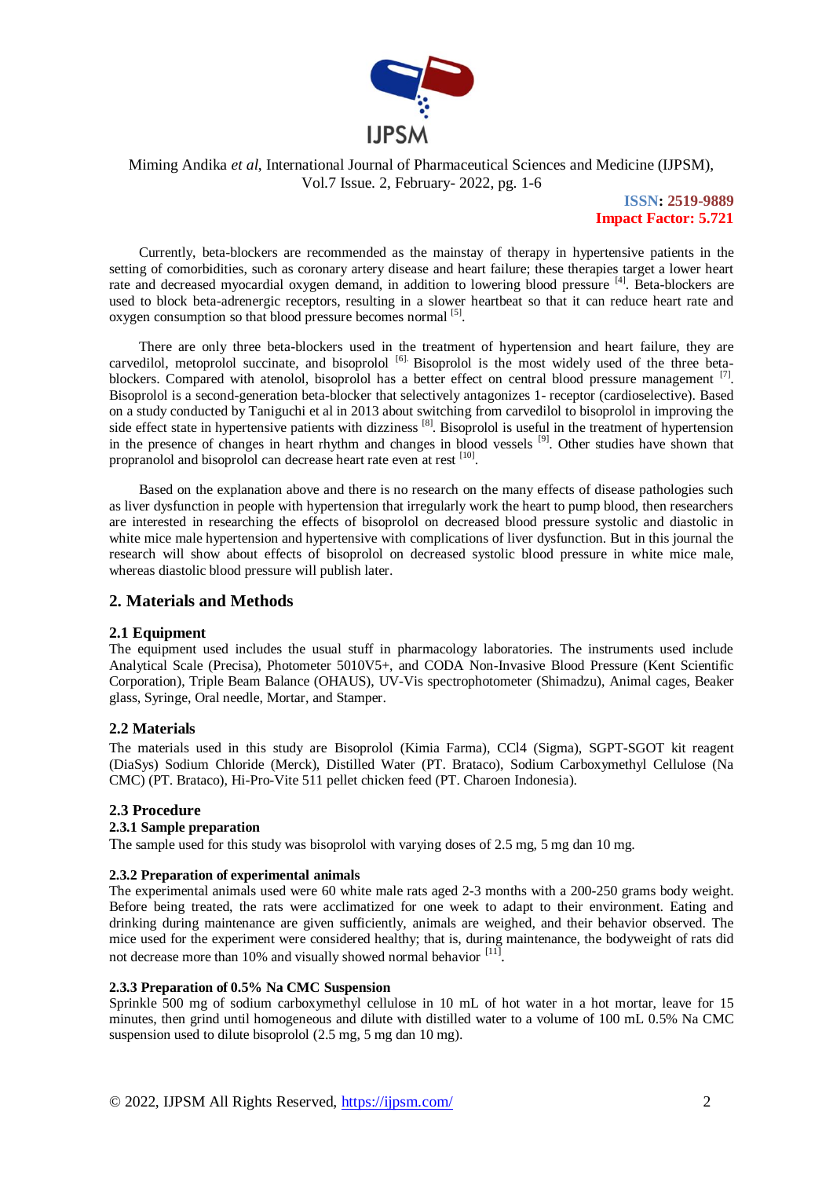Currently, beta-blockers are recommended as the mainstay of therapy in hypertensive patients in the setting of comorbidities, such as coronary artery disease and heart failure; these therapies target a lower heart rate and decreased myocardial oxygen demand, in addition to lowering blood pressure [4]. Beta-blockers are used to block beta-adrenergic receptors, resulting in a slower heartbeat so that it can reduce heart rate and oxygen consumption so that blood pressure becomes normal [5].

There are only three beta-blockers used in the treatment of hypertension and heart failure, they are carvedilol, metoprolol succinate, and bisoprolol [6]. Bisoprolol is the most widely used of the three beta-blockers. Compared with atenolol, bisoprolol has a better effect on central blood pressure management [7]. Bisoprolol is a second-generation beta-blocker that selectively antagonizes 1- receptor (cardioselective). Based on a study conducted by Taniguchi et al in 2013 about switching from carvedilol to bisoprolol in improving the side effect state in hypertensive patients with dizziness [8]. Bisoprolol is useful in the treatment of hypertension in the presence of changes in heart rhythm and changes in blood vessels [9]. Other studies have shown that propranolol and bisoprolol can decrease heart rate even at rest [10].

Based on the explanation above and there is no research on the many effects of disease pathologies such as liver dysfunction in people with hypertension that irregularly work the heart to pump blood, then researchers are interested in researching the effects of bisoprolol on decreased blood pressure systolic and diastolic in white mice male hypertension and hypertensive with complications of liver dysfunction. But in this journal the research will show about effects of bisoprolol on decreased systolic blood pressure in white mice male, whereas diastolic blood pressure will publish later.

## 2. Materials and Methods

### 2.1 Equipment

The equipment used includes the usual stuff in pharmacology laboratories. The instruments used include Analytical Scale (Precisa), Photometer 5010V5+, and CODA Non-Invasive Blood Pressure (Kent Scientific Corporation), Triple Beam Balance (OHAUS), UV-Vis spectrophotometer (Shimadzu), Animal cages, Beaker glass, Syringe, Oral needle, Mortar, and Stamper.

### 2.2 Materials

The materials used in this study are Bisoprolol (Kimia Farma), $CCl_4$ (Sigma), SGPT-SGOT kit reagent (DiaSys) Sodium Chloride (Merck), Distilled Water (PT. Brataco), Sodium Carboxymethyl Cellulose (Na CMC) (PT. Brataco), Hi-Pro-Vite 511 pellet chicken feed (PT. Charoen Indonesia).

### 2.3 Procedure

#### 2.3.1 Sample preparation

The sample used for this study was bisoprolol with varying doses of 2.5 mg, 5 mg dan 10 mg.

#### 2.3.2 Preparation of experimental animals

The experimental animals used were 60 white male rats aged 2-3 months with a 200-250 grams body weight. Before being treated, the rats were acclimatized for one week to adapt to their environment. Eating and drinking during maintenance are given sufficiently, animals are weighed, and their behavior observed. The mice used for the experiment were considered healthy; that is, during maintenance, the bodyweight of rats did not decrease more than 10% and visually showed normal behavior [11].

#### 2.3.3 Preparation of 0.5% Na CMC Suspension

Sprinkle 500 mg of sodium carboxymethyl cellulose in 10 mL of hot water in a hot mortar, leave for 15 minutes, then grind until homogeneous and dilute with distilled water to a volume of 100 mL 0.5% Na CMC suspension used to dilute bisoprolol (2.5 mg, 5 mg dan 10 mg).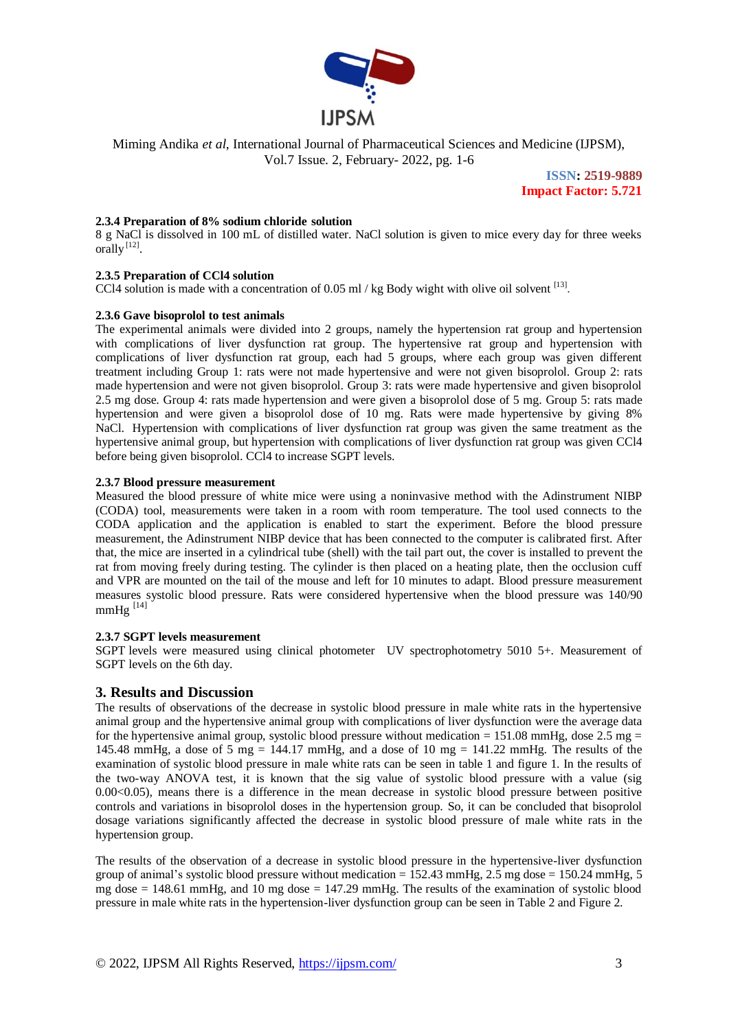### 2.3.4 Preparation of 8% sodium chloride solution

8 g NaCl is dissolved in 100 mL of distilled water. NaCl solution is given to mice every day for three weeks orally [12].

### 2.3.5 Preparation of CCl4 solution

CCl4 solution is made with a concentration of 0.05 ml / kg Body wight with olive oil solvent [13].

### 2.3.6 Gave bisoprolol to test animals

The experimental animals were divided into 2 groups, namely the hypertension rat group and hypertension with complications of liver dysfunction rat group. The hypertensive rat group and hypertension with complications of liver dysfunction rat group, each had 5 groups, where each group was given different treatment including Group 1: rats were not made hypertensive and were not given bisoprolol. Group 2: rats made hypertension and were not given bisoprolol. Group 3: rats were made hypertensive and given bisoprolol 2.5 mg dose. Group 4: rats made hypertension and were given a bisoprolol dose of 5 mg. Group 5: rats made hypertension and were given a bisoprolol dose of 10 mg. Rats were made hypertensive by giving 8% NaCl. Hypertension with complications of liver dysfunction rat group was given the same treatment as the hypertensive animal group, but hypertension with complications of liver dysfunction rat group was given CCl4 before being given bisoprolol. CCl4 to increase SGPT levels.

### 2.3.7 Blood pressure measurement

Measured the blood pressure of white mice were using a noninvasive method with the Adinstrument NIBP (CODA) tool, measurements were taken in a room with room temperature. The tool used connects to the CODA application and the application is enabled to start the experiment. Before the blood pressure measurement, the Adinstrument NIBP device that has been connected to the computer is calibrated first. After that, the mice are inserted in a cylindrical tube (shell) with the tail part out, the cover is installed to prevent the rat from moving freely during testing. The cylinder is then placed on a heating plate, then the occlusion cuff and VPR are mounted on the tail of the mouse and left for 10 minutes to adapt. Blood pressure measurement measures systolic blood pressure. Rats were considered hypertensive when the blood pressure was 140/90 mmHg [14]

### 2.3.7 SGPT levels measurement

SGPT levels were measured using clinical photometer UV spectrophotometry 5010 5+. Measurement of SGPT levels on the 6th day.

## 3. Results and Discussion

The results of observations of the decrease in systolic blood pressure in male white rats in the hypertensive animal group and the hypertensive animal group with complications of liver dysfunction were the average data for the hypertensive animal group, systolic blood pressure without medication = 151.08 mmHg, dose 2.5 mg = 145.48 mmHg, a dose of 5 mg = 144.17 mmHg, and a dose of 10 mg = 141.22 mmHg. The results of the examination of systolic blood pressure in male white rats can be seen in table 1 and figure 1. In the results of the two-way ANOVA test, it is known that the sig value of systolic blood pressure with a value (sig 0.00<0.05), means there is a difference in the mean decrease in systolic blood pressure between positive controls and variations in bisoprolol doses in the hypertension group. So, it can be concluded that bisoprolol dosage variations significantly affected the decrease in systolic blood pressure of male white rats in the hypertension group.

The results of the observation of a decrease in systolic blood pressure in the hypertensive-liver dysfunction group of animal's systolic blood pressure without medication = 152.43 mmHg, 2.5 mg dose = 150.24 mmHg, 5 mg dose = 148.61 mmHg, and 10 mg dose = 147.29 mmHg. The results of the examination of systolic blood pressure in male white rats in the hypertension-liver dysfunction group can be seen in Table 2 and Figure 2.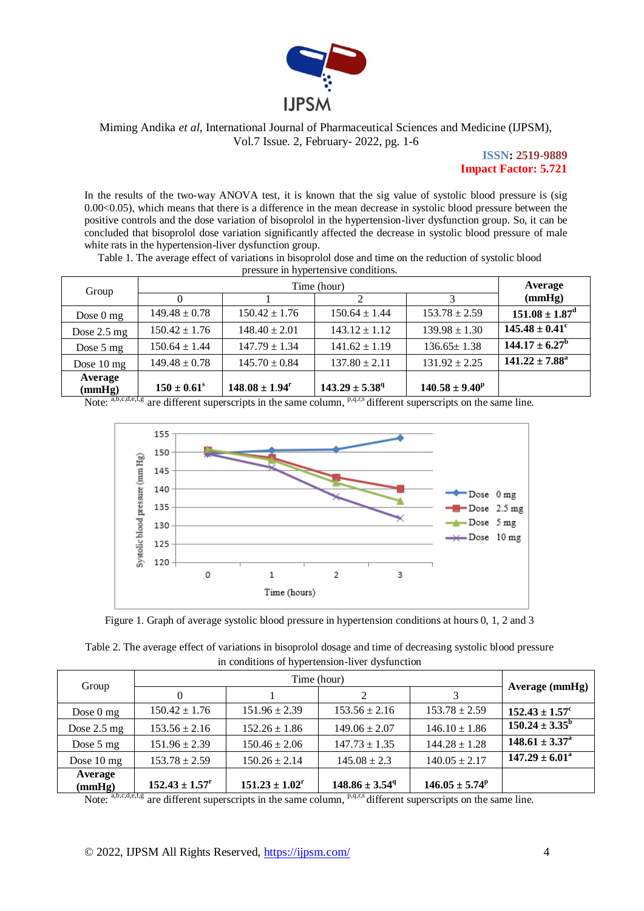In the results of the two-way ANOVA test, it is known that the sig value of systolic blood pressure is (sig 0.00<0.05), which means that there is a difference in the mean decrease in systolic blood pressure between the positive controls and the dose variation of bisoprolol in the hypertension-liver dysfunction group. So, it can be concluded that bisoprolol dose variation significantly affected the decrease in systolic blood pressure of male white rats in the hypertension-liver dysfunction group.

Table 1. The average effect of variations in bisoprolol dose and time on the reduction of systolic blood pressure in hypertensive conditions.

| Group | Time (hour) | | | | Average (mmHg) |
|---|---|---|---|---|---|
| | 0 | 1 | 2 | 3 | |
| Dose 0 mg | 149.48 ± 0.78 | 150.42 ± 1.76 | 150.64 ± 1.44 | 153.78 ± 2.59 | **151.08 ± 1.87[d]** |
| Dose 2.5 mg | 150.42 ± 1.76 | 148.40 ± 2.01 | 143.12 ± 1.12 | 139.98 ± 1.30 | **145.48 ± 0.41[c]** |
| Dose 5 mg | 150.64 ± 1.44 | 147.79 ± 1.34 | 141.62 ± 1.19 | 136.65± 1.38 | **144.17 ± 6.27[b]** |
| Dose 10 mg | 149.48 ± 0.78 | 145.70 ± 0.84 | 137.80 ± 2.11 | 131.92 ± 2.25 | **141.22 ± 7.88[a]** |
| **Average (mmHg)** | **150 ± 0.61[s]** | **148.08 ± 1.94[r]** | **143.29 ± 5.38[q]** | **140.58 ± 9.40[p]** | |

Note: [a,b,c,d,e,f,g] are different superscripts in the same column, [p,q,r,s] different superscripts on the same line.

Figure 1. Graph of average systolic blood pressure in hypertension conditions at hours 0, 1, 2 and 3

Table 2. The average effect of variations in bisoprolol dosage and time of decreasing systolic blood pressure in conditions of hypertension-liver dysfunction

| Group | Time (hour) | | | | Average (mmHg) |
|---|---|---|---|---|---|
| | 0 | 1 | 2 | 3 | |
| Dose 0 mg | 150.42 ± 1.76 | 151.96 ± 2.39 | 153.56 ± 2.16 | 153.78 ± 2.59 | **152.43 ± 1.57[c]** |
| Dose 2.5 mg | 153.56 ± 2.16 | 152.26 ± 1.86 | 149.06 ± 2.07 | 146.10 ± 1.86 | **150.24 ± 3.35[b]** |
| Dose 5 mg | 151.96 ± 2.39 | 150.46 ± 2.06 | 147.73 ± 1.35 | 144.28 ± 1.28 | **148.61 ± 3.37[a]** |
| Dose 10 mg | 153.78 ± 2.59 | 150.26 ± 2.14 | 145.08 ± 2.3 | 140.05 ± 2.17 | **147.29 ± 6.01[a]** |
| **Average (mmHg)** | **152.43 ± 1.57[r]** | **151.23 ± 1.02[r]** | **148.86 ± 3.54[q]** | **146.05 ± 5.74[p]** | |

Note: [a,b,c,d,e,f,g] are different superscripts in the same column, [p,q,r,s] different superscripts on the same line.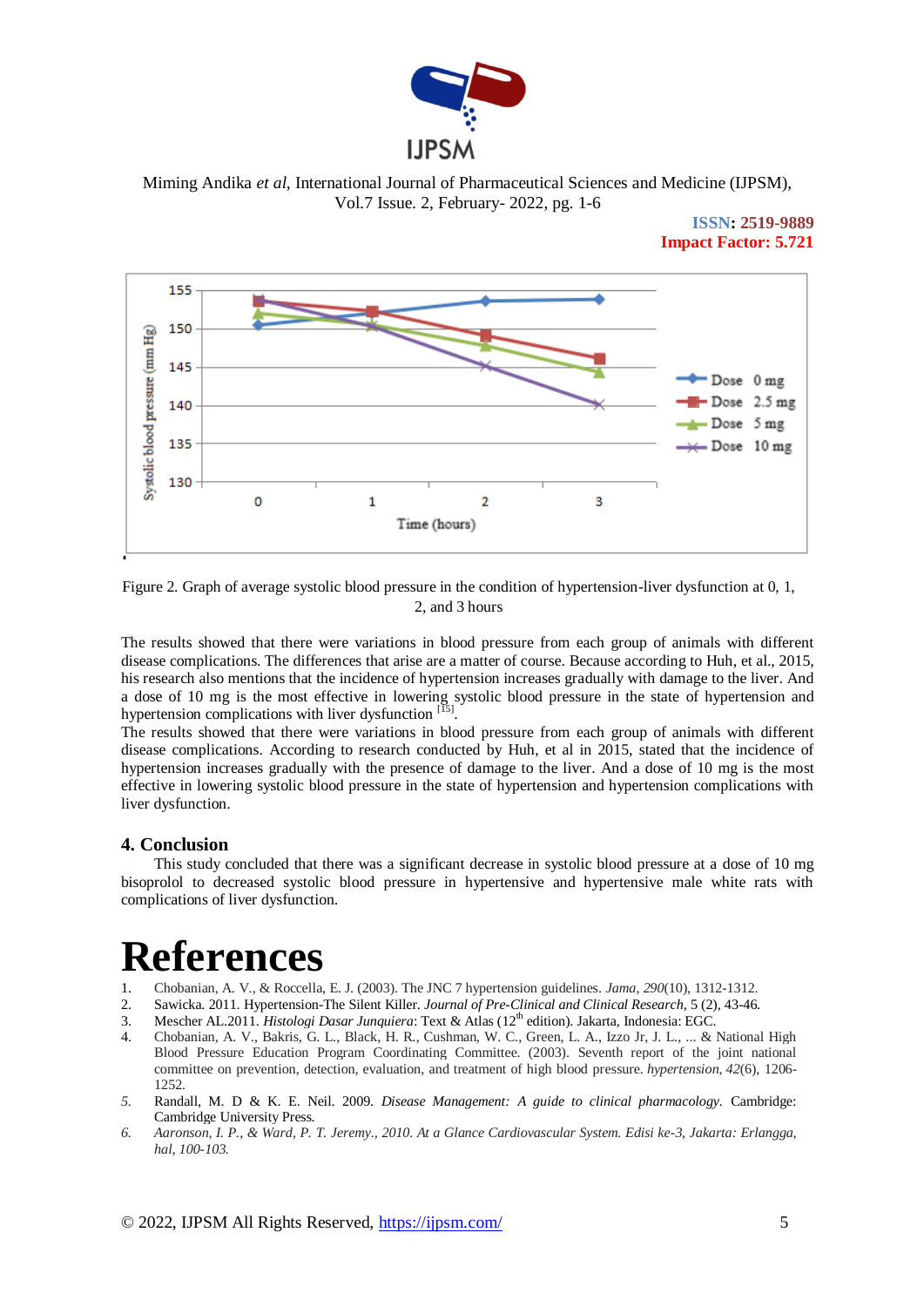Figure 2. Graph of average systolic blood pressure in the condition of hypertension-liver dysfunction at 0, 1, 2, and 3 hours

The results showed that there were variations in blood pressure from each group of animals with different disease complications. The differences that arise are a matter of course. Because according to Huh, et al., 2015, his research also mentions that the incidence of hypertension increases gradually with damage to the liver. And a dose of 10 mg is the most effective in lowering systolic blood pressure in the state of hypertension and hypertension complications with liver dysfunction [15].

The results showed that there were variations in blood pressure from each group of animals with different disease complications. According to research conducted by Huh, et al in 2015, stated that the incidence of hypertension increases gradually with the presence of damage to the liver. And a dose of 10 mg is the most effective in lowering systolic blood pressure in the state of hypertension and hypertension complications with liver dysfunction.

## 4. Conclusion

This study concluded that there was a significant decrease in systolic blood pressure at a dose of 10 mg bisoprolol to decreased systolic blood pressure in hypertensive and hypertensive male white rats with complications of liver dysfunction.

# References

1. Chobanian, A. V., & Roccella, E. J. (2003). The JNC 7 hypertension guidelines. *Jama*, *290*(10), 1312-1312.
2. Sawicka. 2011. Hypertension-The Silent Killer. *Journal of Pre-Clinical and Clinical Research*, 5 (2), 43-46.
3. Mescher AL.2011. *Histologi Dasar Junquiera*: Text & Atlas (12th edition). Jakarta, Indonesia: EGC.
4. Chobanian, A. V., Bakris, G. L., Black, H. R., Cushman, W. C., Green, L. A., Izzo Jr, J. L., ... & National High Blood Pressure Education Program Coordinating Committee. (2003). Seventh report of the joint national committee on prevention, detection, evaluation, and treatment of high blood pressure. *hypertension*, *42*(6), 1206-1252.
5. Randall, M. D & K. E. Neil. 2009. *Disease Management: A guide to clinical pharmacology*. Cambridge: Cambridge University Press.
6. *Aaronson, I. P., & Ward, P. T. Jeremy., 2010. At a Glance Cardiovascular System. Edisi ke-3, Jakarta: Erlangga, hal, 100-103.*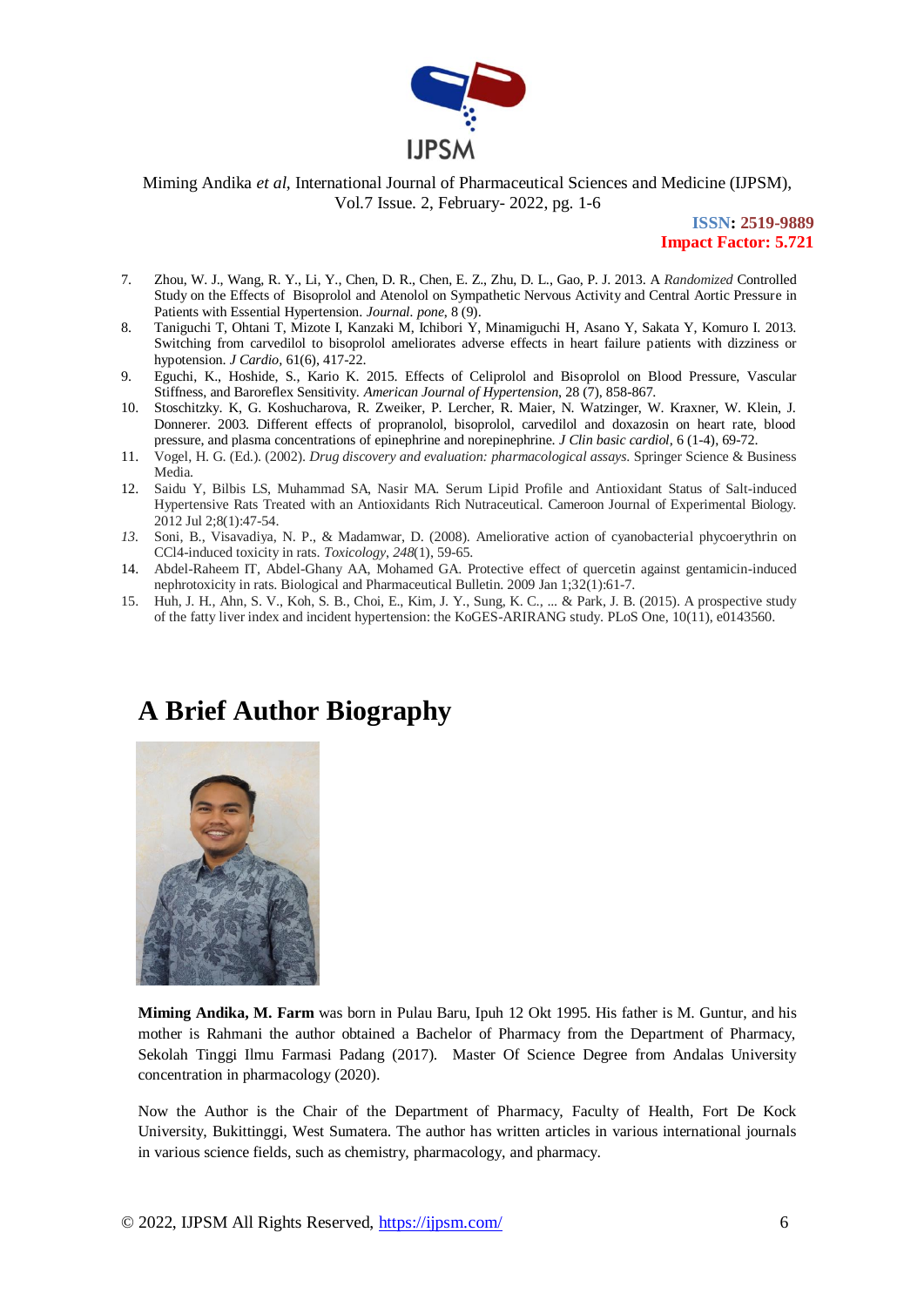7. Zhou, W. J., Wang, R. Y., Li, Y., Chen, D. R., Chen, E. Z., Zhu, D. L., Gao, P. J. 2013. A *Randomized* Controlled Study on the Effects of Bisoprolol and Atenolol on Sympathetic Nervous Activity and Central Aortic Pressure in Patients with Essential Hypertension. *Journal. pone*, 8 (9).
8. Taniguchi T, Ohtani T, Mizote I, Kanzaki M, Ichibori Y, Minamiguchi H, Asano Y, Sakata Y, Komuro I. 2013. Switching from carvedilol to bisoprolol ameliorates adverse effects in heart failure patients with dizziness or hypotension. *J Cardio*, 61(6), 417-22.
9. Eguchi, K., Hoshide, S., Kario K. 2015. Effects of Celiprolol and Bisoprolol on Blood Pressure, Vascular Stiffness, and Baroreflex Sensitivity. *American Journal of Hypertension*, 28 (7), 858-867.
10. Stoschitzky. K, G. Koshucharova, R. Zweiker, P. Lercher, R. Maier, N. Watzinger, W. Kraxner, W. Klein, J. Donnerer. 2003. Different effects of propranolol, bisoprolol, carvedilol and doxazosin on heart rate, blood pressure, and plasma concentrations of epinephrine and norepinephrine. *J Clin basic cardiol*, 6 (1-4), 69-72.
11. Vogel, H. G. (Ed.). (2002). *Drug discovery and evaluation: pharmacological assays*. Springer Science & Business Media.
12. Saidu Y, Bilbis LS, Muhammad SA, Nasir MA. Serum Lipid Profile and Antioxidant Status of Salt-induced Hypertensive Rats Treated with an Antioxidants Rich Nutraceutical. Cameroon Journal of Experimental Biology. 2012 Jul 2;8(1):47-54.
13. Soni, B., Visavadiya, N. P., & Madamwar, D. (2008). Ameliorative action of cyanobacterial phycoerythrin on CCl4-induced toxicity in rats. *Toxicology*, *248*(1), 59-65.
14. Abdel-Raheem IT, Abdel-Ghany AA, Mohamed GA. Protective effect of quercetin against gentamicin-induced nephrotoxicity in rats. Biological and Pharmaceutical Bulletin. 2009 Jan 1;32(1):61-7.
15. Huh, J. H., Ahn, S. V., Koh, S. B., Choi, E., Kim, J. Y., Sung, K. C., ... & Park, J. B. (2015). A prospective study of the fatty liver index and incident hypertension: the KoGES-ARIRANG study. PLoS One, 10(11), e0143560.

# A Brief Author Biography

**Miming Andika, M. Farm** was born in Pulau Baru, Ipuh 12 Okt 1995. His father is M. Guntur, and his mother is Rahmani the author obtained a Bachelor of Pharmacy from the Department of Pharmacy, Sekolah Tinggi Ilmu Farmasi Padang (2017). Master Of Science Degree from Andalas University concentration in pharmacology (2020).

Now the Author is the Chair of the Department of Pharmacy, Faculty of Health, Fort De Kock University, Bukittinggi, West Sumatera. The author has written articles in various international journals in various science fields, such as chemistry, pharmacology, and pharmacy.